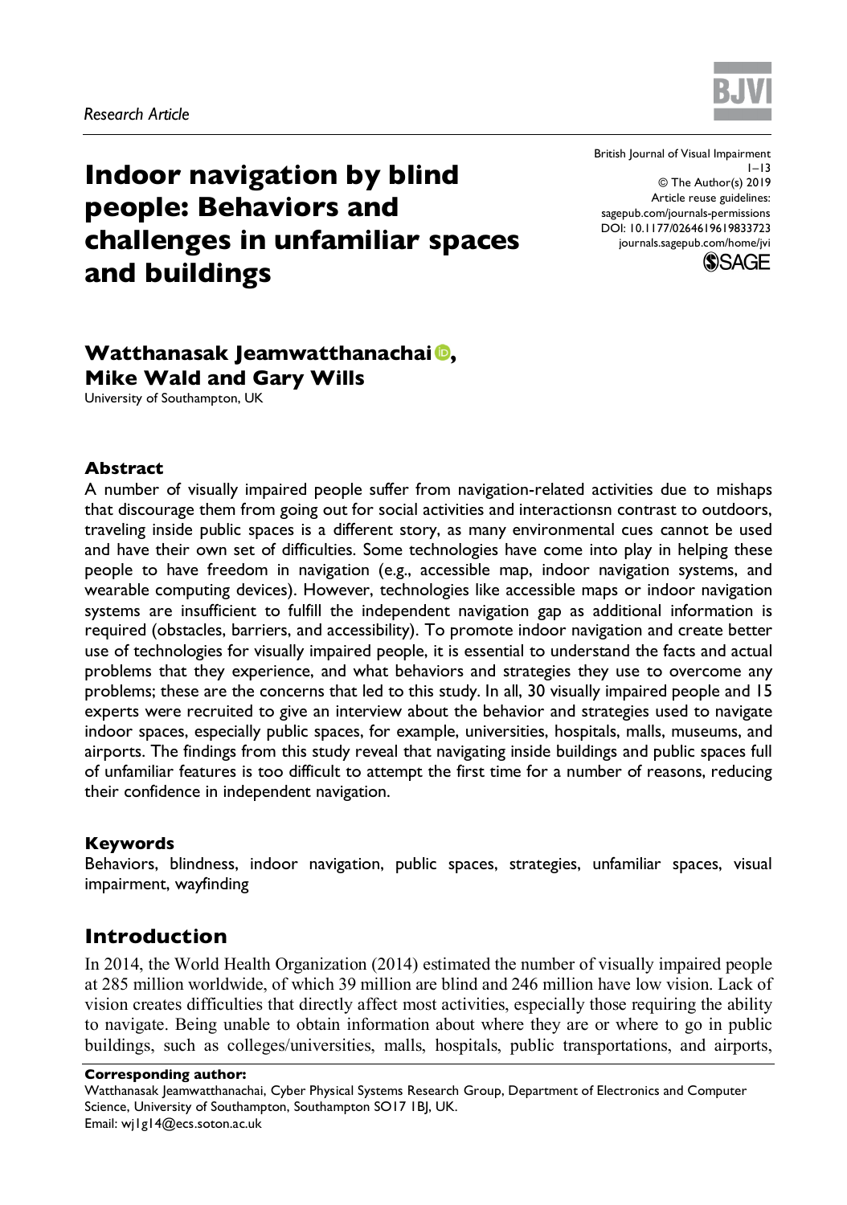*Research Article*

# Indoor navigation by blind people: Behaviors and challenges in unfamiliar spaces and buildings

British Journal of Visual Impairment
1–13
© The Author(s) 2019
Article reuse guidelines:
sagepub.com/journals-permissions
DOI: 10.1177/0264619619833723
journals.sagepub.com/home/jvi

**Watthanasak Jeamwatthanachai, Mike Wald and Gary Wills**
University of Southampton, UK

### Abstract

A number of visually impaired people suffer from navigation-related activities due to mishaps that discourage them from going out for social activities and interactionsn contrast to outdoors, traveling inside public spaces is a different story, as many environmental cues cannot be used and have their own set of difficulties. Some technologies have come into play in helping these people to have freedom in navigation (e.g., accessible map, indoor navigation systems, and wearable computing devices). However, technologies like accessible maps or indoor navigation systems are insufficient to fulfill the independent navigation gap as additional information is required (obstacles, barriers, and accessibility). To promote indoor navigation and create better use of technologies for visually impaired people, it is essential to understand the facts and actual problems that they experience, and what behaviors and strategies they use to overcome any problems; these are the concerns that led to this study. In all, 30 visually impaired people and 15 experts were recruited to give an interview about the behavior and strategies used to navigate indoor spaces, especially public spaces, for example, universities, hospitals, malls, museums, and airports. The findings from this study reveal that navigating inside buildings and public spaces full of unfamiliar features is too difficult to attempt the first time for a number of reasons, reducing their confidence in independent navigation.

### Keywords

Behaviors, blindness, indoor navigation, public spaces, strategies, unfamiliar spaces, visual impairment, wayfinding

## Introduction

In 2014, the World Health Organization (2014) estimated the number of visually impaired people at 285 million worldwide, of which 39 million are blind and 246 million have low vision. Lack of vision creates difficulties that directly affect most activities, especially those requiring the ability to navigate. Being unable to obtain information about where they are or where to go in public buildings, such as colleges/universities, malls, hospitals, public transportations, and airports,

**Corresponding author:**
Watthanasak Jeamwatthanachai, Cyber Physical Systems Research Group, Department of Electronics and Computer Science, University of Southampton, Southampton SO17 1BJ, UK.
Email: wj1g14@ecs.soton.ac.uk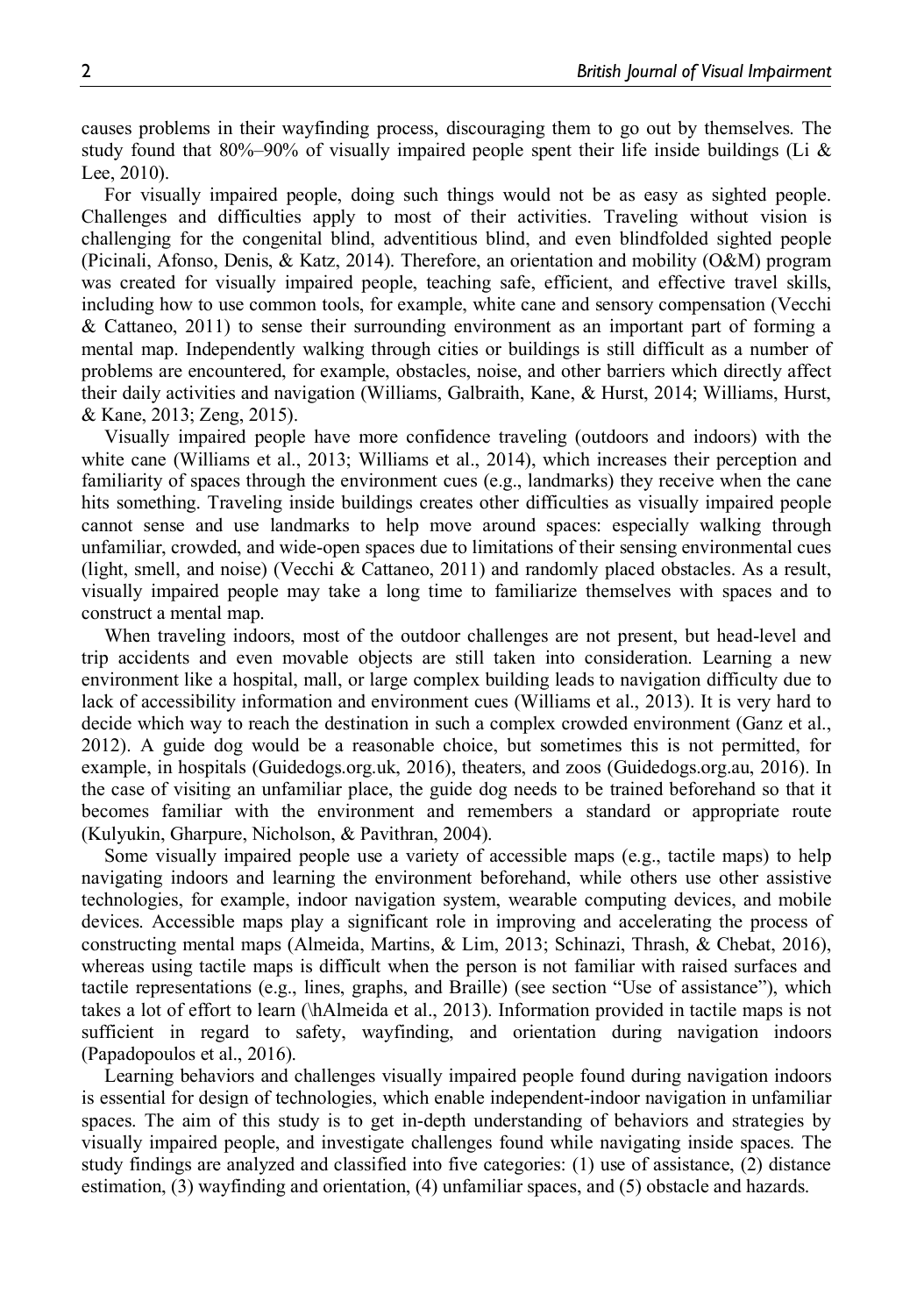causes problems in their wayfinding process, discouraging them to go out by themselves. The study found that 80%–90% of visually impaired people spent their life inside buildings (Li & Lee, 2010).

For visually impaired people, doing such things would not be as easy as sighted people. Challenges and difficulties apply to most of their activities. Traveling without vision is challenging for the congenital blind, adventitious blind, and even blindfolded sighted people (Picinali, Afonso, Denis, & Katz, 2014). Therefore, an orientation and mobility (O&M) program was created for visually impaired people, teaching safe, efficient, and effective travel skills, including how to use common tools, for example, white cane and sensory compensation (Vecchi & Cattaneo, 2011) to sense their surrounding environment as an important part of forming a mental map. Independently walking through cities or buildings is still difficult as a number of problems are encountered, for example, obstacles, noise, and other barriers which directly affect their daily activities and navigation (Williams, Galbraith, Kane, & Hurst, 2014; Williams, Hurst, & Kane, 2013; Zeng, 2015).

Visually impaired people have more confidence traveling (outdoors and indoors) with the white cane (Williams et al., 2013; Williams et al., 2014), which increases their perception and familiarity of spaces through the environment cues (e.g., landmarks) they receive when the cane hits something. Traveling inside buildings creates other difficulties as visually impaired people cannot sense and use landmarks to help move around spaces: especially walking through unfamiliar, crowded, and wide-open spaces due to limitations of their sensing environmental cues (light, smell, and noise) (Vecchi & Cattaneo, 2011) and randomly placed obstacles. As a result, visually impaired people may take a long time to familiarize themselves with spaces and to construct a mental map.

When traveling indoors, most of the outdoor challenges are not present, but head-level and trip accidents and even movable objects are still taken into consideration. Learning a new environment like a hospital, mall, or large complex building leads to navigation difficulty due to lack of accessibility information and environment cues (Williams et al., 2013). It is very hard to decide which way to reach the destination in such a complex crowded environment (Ganz et al., 2012). A guide dog would be a reasonable choice, but sometimes this is not permitted, for example, in hospitals (Guidedogs.org.uk, 2016), theaters, and zoos (Guidedogs.org.au, 2016). In the case of visiting an unfamiliar place, the guide dog needs to be trained beforehand so that it becomes familiar with the environment and remembers a standard or appropriate route (Kulyukin, Gharpure, Nicholson, & Pavithran, 2004).

Some visually impaired people use a variety of accessible maps (e.g., tactile maps) to help navigating indoors and learning the environment beforehand, while others use other assistive technologies, for example, indoor navigation system, wearable computing devices, and mobile devices. Accessible maps play a significant role in improving and accelerating the process of constructing mental maps (Almeida, Martins, & Lim, 2013; Schinazi, Thrash, & Chebat, 2016), whereas using tactile maps is difficult when the person is not familiar with raised surfaces and tactile representations (e.g., lines, graphs, and Braille) (see section "Use of assistance"), which takes a lot of effort to learn (\hAlmeida et al., 2013). Information provided in tactile maps is not sufficient in regard to safety, wayfinding, and orientation during navigation indoors (Papadopoulos et al., 2016).

Learning behaviors and challenges visually impaired people found during navigation indoors is essential for design of technologies, which enable independent-indoor navigation in unfamiliar spaces. The aim of this study is to get in-depth understanding of behaviors and strategies by visually impaired people, and investigate challenges found while navigating inside spaces. The study findings are analyzed and classified into five categories: (1) use of assistance, (2) distance estimation, (3) wayfinding and orientation, (4) unfamiliar spaces, and (5) obstacle and hazards.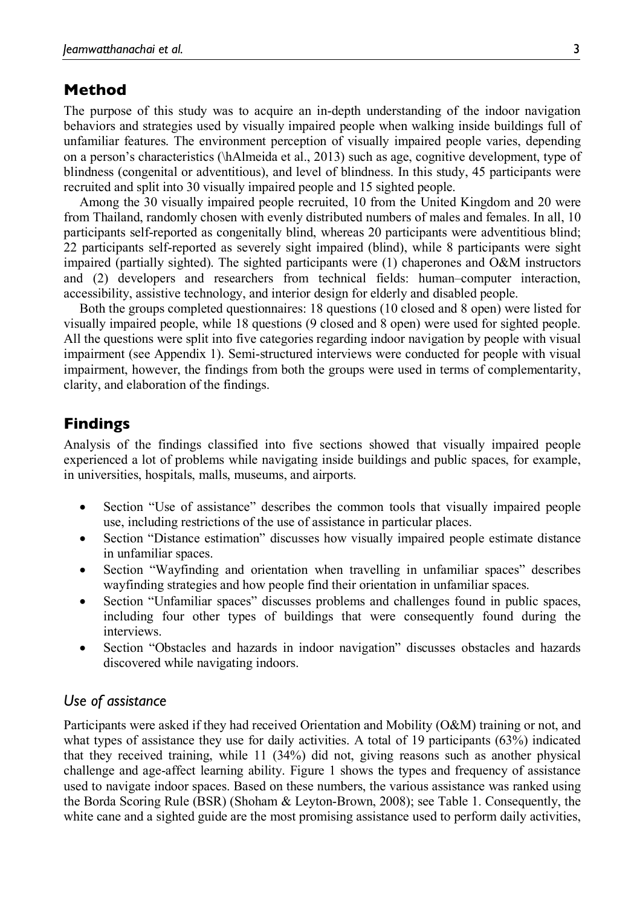## Method

The purpose of this study was to acquire an in-depth understanding of the indoor navigation behaviors and strategies used by visually impaired people when walking inside buildings full of unfamiliar features. The environment perception of visually impaired people varies, depending on a person's characteristics (\hAlmeida et al., 2013) such as age, cognitive development, type of blindness (congenital or adventitious), and level of blindness. In this study, 45 participants were recruited and split into 30 visually impaired people and 15 sighted people.

Among the 30 visually impaired people recruited, 10 from the United Kingdom and 20 were from Thailand, randomly chosen with evenly distributed numbers of males and females. In all, 10 participants self-reported as congenitally blind, whereas 20 participants were adventitious blind; 22 participants self-reported as severely sight impaired (blind), while 8 participants were sight impaired (partially sighted). The sighted participants were (1) chaperones and O&M instructors and (2) developers and researchers from technical fields: human–computer interaction, accessibility, assistive technology, and interior design for elderly and disabled people.

Both the groups completed questionnaires: 18 questions (10 closed and 8 open) were listed for visually impaired people, while 18 questions (9 closed and 8 open) were used for sighted people. All the questions were split into five categories regarding indoor navigation by people with visual impairment (see Appendix 1). Semi-structured interviews were conducted for people with visual impairment, however, the findings from both the groups were used in terms of complementarity, clarity, and elaboration of the findings.

## Findings

Analysis of the findings classified into five sections showed that visually impaired people experienced a lot of problems while navigating inside buildings and public spaces, for example, in universities, hospitals, malls, museums, and airports.

- Section "Use of assistance" describes the common tools that visually impaired people use, including restrictions of the use of assistance in particular places.
- Section "Distance estimation" discusses how visually impaired people estimate distance in unfamiliar spaces.
- Section "Wayfinding and orientation when travelling in unfamiliar spaces" describes wayfinding strategies and how people find their orientation in unfamiliar spaces.
- Section "Unfamiliar spaces" discusses problems and challenges found in public spaces, including four other types of buildings that were consequently found during the interviews.
- Section "Obstacles and hazards in indoor navigation" discusses obstacles and hazards discovered while navigating indoors.

### *Use of assistance*

Participants were asked if they had received Orientation and Mobility (O&M) training or not, and what types of assistance they use for daily activities. A total of 19 participants (63%) indicated that they received training, while 11 (34%) did not, giving reasons such as another physical challenge and age-affect learning ability. Figure 1 shows the types and frequency of assistance used to navigate indoor spaces. Based on these numbers, the various assistance was ranked using the Borda Scoring Rule (BSR) (Shoham & Leyton-Brown, 2008); see Table 1. Consequently, the white cane and a sighted guide are the most promising assistance used to perform daily activities,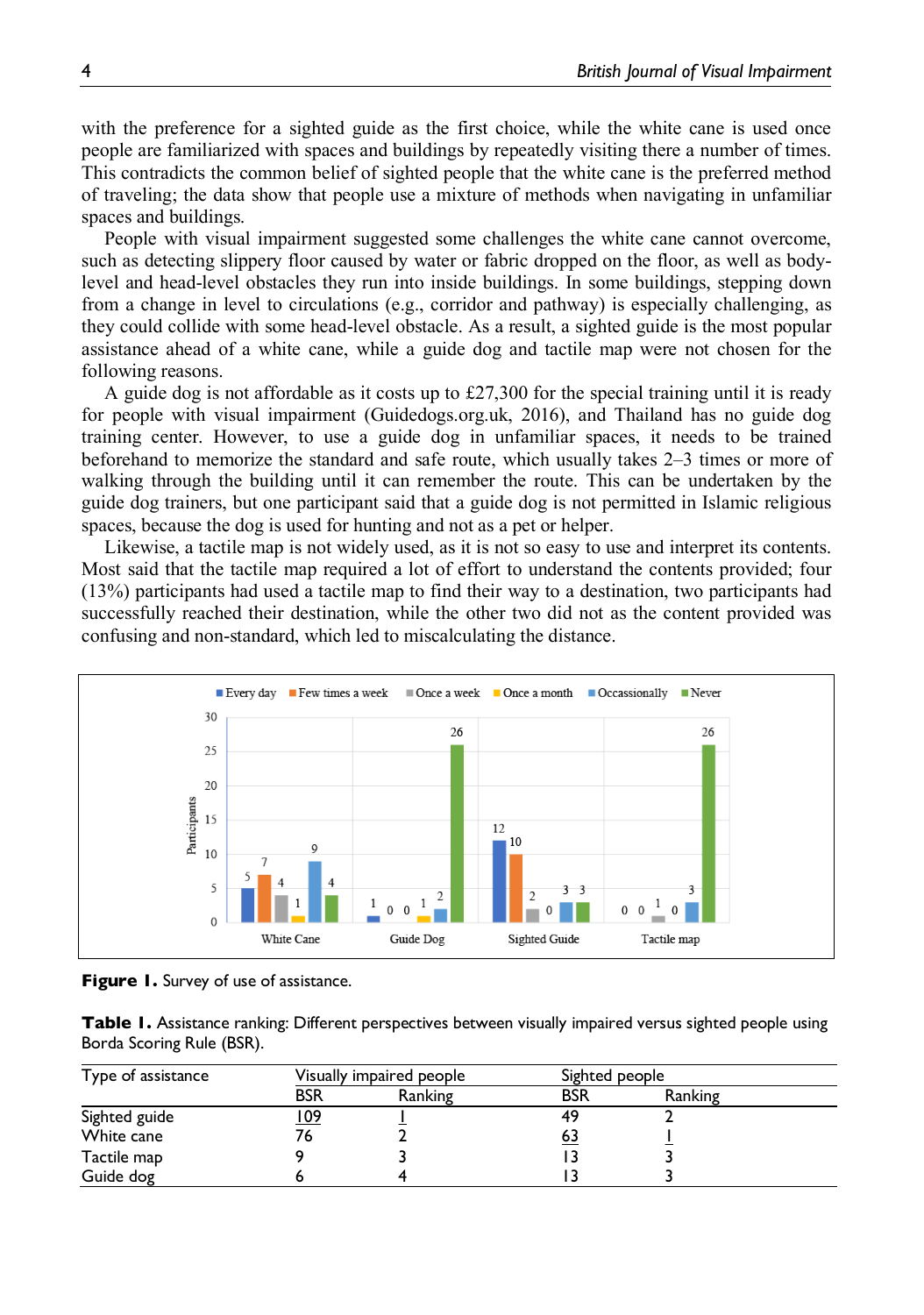with the preference for a sighted guide as the first choice, while the white cane is used once people are familiarized with spaces and buildings by repeatedly visiting there a number of times. This contradicts the common belief of sighted people that the white cane is the preferred method of traveling; the data show that people use a mixture of methods when navigating in unfamiliar spaces and buildings.

People with visual impairment suggested some challenges the white cane cannot overcome, such as detecting slippery floor caused by water or fabric dropped on the floor, as well as body-level and head-level obstacles they run into inside buildings. In some buildings, stepping down from a change in level to circulations (e.g., corridor and pathway) is especially challenging, as they could collide with some head-level obstacle. As a result, a sighted guide is the most popular assistance ahead of a white cane, while a guide dog and tactile map were not chosen for the following reasons.

A guide dog is not affordable as it costs up to £27,300 for the special training until it is ready for people with visual impairment (Guidedogs.org.uk, 2016), and Thailand has no guide dog training center. However, to use a guide dog in unfamiliar spaces, it needs to be trained beforehand to memorize the standard and safe route, which usually takes 2–3 times or more of walking through the building until it can remember the route. This can be undertaken by the guide dog trainers, but one participant said that a guide dog is not permitted in Islamic religious spaces, because the dog is used for hunting and not as a pet or helper.

Likewise, a tactile map is not widely used, as it is not so easy to use and interpret its contents. Most said that the tactile map required a lot of effort to understand the contents provided; four (13%) participants had used a tactile map to find their way to a destination, two participants had successfully reached their destination, while the other two did not as the content provided was confusing and non-standard, which led to miscalculating the distance.

| Participants | Every day | Few times a week | Once a week | Once a month | Occassionally | Never |
|---|---|---|---|---|---|---|
| White Cane | 5 | 7 | 4 | 1 | 9 | 4 |
| Guide Dog | 1 | 0 | 0 | 1 | 2 | 26 |
| Sighted Guide | 12 | 10 | 2 | 0 | 3 | 3 |
| Tactile map | 0 | 0 | 1 | 0 | 3 | 26 |

**Figure 1.** Survey of use of assistance.

**Table 1.** Assistance ranking: Different perspectives between visually impaired versus sighted people using Borda Scoring Rule (BSR).

| Type of assistance | Visually impaired people | | Sighted people | |
|---|---|---|---|---|
| | BSR | Ranking | BSR | Ranking |
| Sighted guide | <u>109</u> | <u>1</u> | 49 | 2 |
| White cane | 76 | 2 | <u>63</u> | <u>1</u> |
| Tactile map | 9 | 3 | 13 | 3 |
| Guide dog | 6 | 4 | 13 | 3 |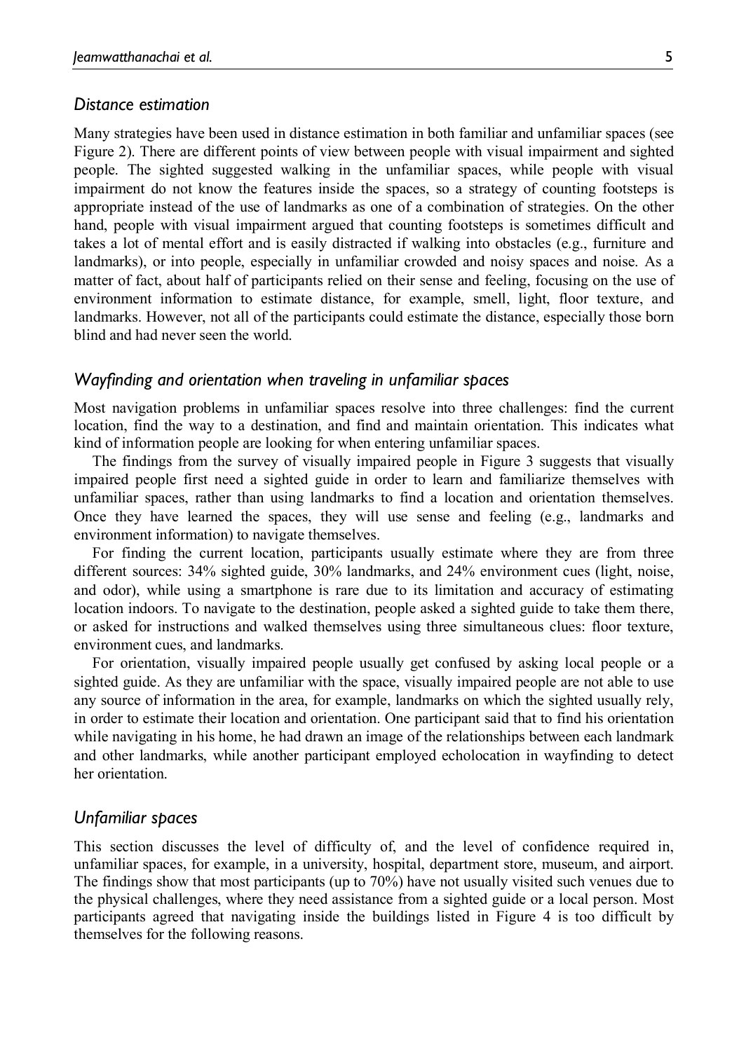### *Distance estimation*

Many strategies have been used in distance estimation in both familiar and unfamiliar spaces (see Figure 2). There are different points of view between people with visual impairment and sighted people. The sighted suggested walking in the unfamiliar spaces, while people with visual impairment do not know the features inside the spaces, so a strategy of counting footsteps is appropriate instead of the use of landmarks as one of a combination of strategies. On the other hand, people with visual impairment argued that counting footsteps is sometimes difficult and takes a lot of mental effort and is easily distracted if walking into obstacles (e.g., furniture and landmarks), or into people, especially in unfamiliar crowded and noisy spaces and noise. As a matter of fact, about half of participants relied on their sense and feeling, focusing on the use of environment information to estimate distance, for example, smell, light, floor texture, and landmarks. However, not all of the participants could estimate the distance, especially those born blind and had never seen the world.

### *Wayfinding and orientation when traveling in unfamiliar spaces*

Most navigation problems in unfamiliar spaces resolve into three challenges: find the current location, find the way to a destination, and find and maintain orientation. This indicates what kind of information people are looking for when entering unfamiliar spaces.

The findings from the survey of visually impaired people in Figure 3 suggests that visually impaired people first need a sighted guide in order to learn and familiarize themselves with unfamiliar spaces, rather than using landmarks to find a location and orientation themselves. Once they have learned the spaces, they will use sense and feeling (e.g., landmarks and environment information) to navigate themselves.

For finding the current location, participants usually estimate where they are from three different sources: 34% sighted guide, 30% landmarks, and 24% environment cues (light, noise, and odor), while using a smartphone is rare due to its limitation and accuracy of estimating location indoors. To navigate to the destination, people asked a sighted guide to take them there, or asked for instructions and walked themselves using three simultaneous clues: floor texture, environment cues, and landmarks.

For orientation, visually impaired people usually get confused by asking local people or a sighted guide. As they are unfamiliar with the space, visually impaired people are not able to use any source of information in the area, for example, landmarks on which the sighted usually rely, in order to estimate their location and orientation. One participant said that to find his orientation while navigating in his home, he had drawn an image of the relationships between each landmark and other landmarks, while another participant employed echolocation in wayfinding to detect her orientation.

### *Unfamiliar spaces*

This section discusses the level of difficulty of, and the level of confidence required in, unfamiliar spaces, for example, in a university, hospital, department store, museum, and airport. The findings show that most participants (up to 70%) have not usually visited such venues due to the physical challenges, where they need assistance from a sighted guide or a local person. Most participants agreed that navigating inside the buildings listed in Figure 4 is too difficult by themselves for the following reasons.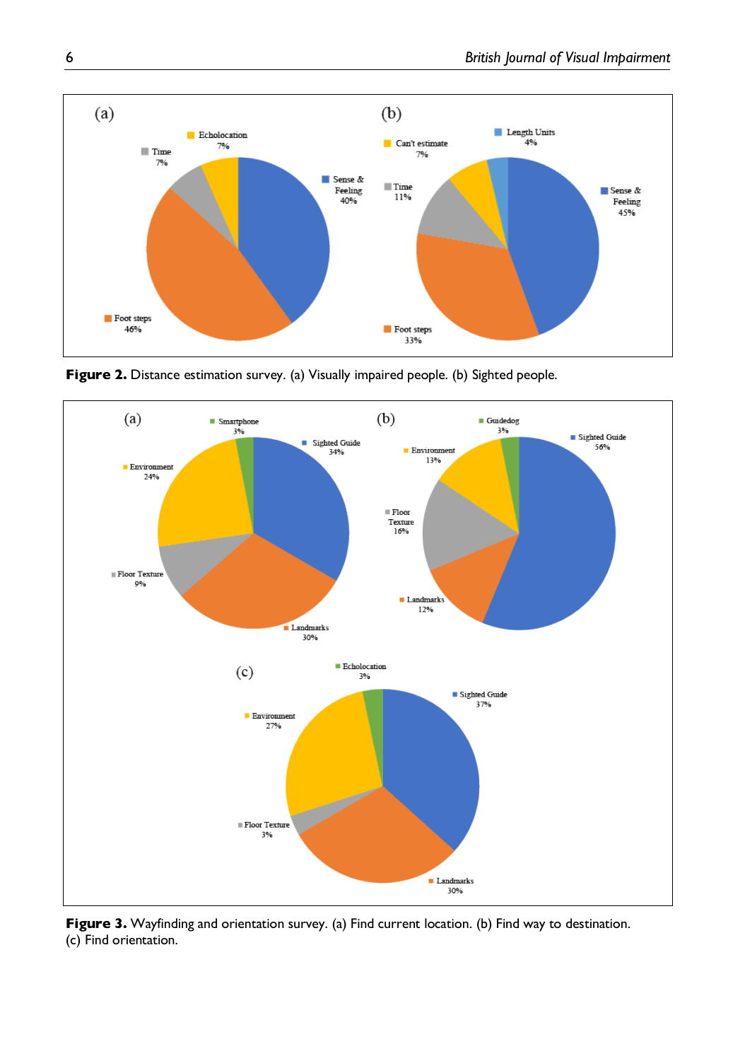**Figure 2.** Distance estimation survey. (a) Visually impaired people. (b) Sighted people.

**Figure 3.** Wayfinding and orientation survey. (a) Find current location. (b) Find way to destination. (c) Find orientation.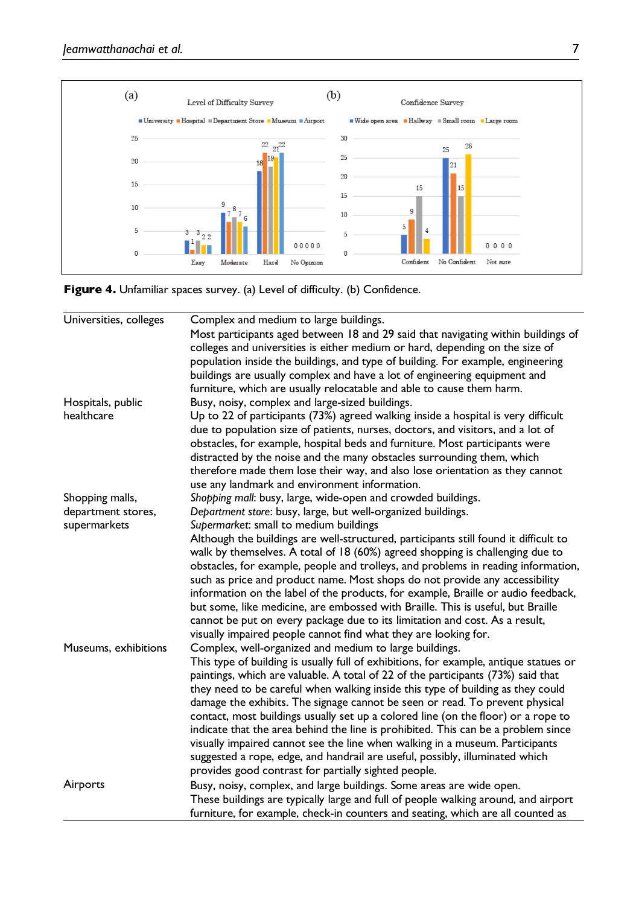Figure 4. Unfamiliar spaces survey. (a) Level of difficulty. (b) Confidence.

| | |
|---|---|
| Universities, colleges | Complex and medium to large buildings.<br>Most participants aged between 18 and 29 said that navigating within buildings of colleges and universities is either medium or hard, depending on the size of population inside the buildings, and type of building. For example, engineering buildings are usually complex and have a lot of engineering equipment and furniture, which are usually relocatable and able to cause them harm. |
| Hospitals, public healthcare | Busy, noisy, complex and large-sized buildings.<br>Up to 22 of participants (73%) agreed walking inside a hospital is very difficult due to population size of patients, nurses, doctors, and visitors, and a lot of obstacles, for example, hospital beds and furniture. Most participants were distracted by the noise and the many obstacles surrounding them, which therefore made them lose their way, and also lose orientation as they cannot use any landmark and environment information. |
| Shopping malls, department stores, supermarkets | *Shopping mall*: busy, large, wide-open and crowded buildings.<br>*Department store*: busy, large, but well-organized buildings.<br>*Supermarket*: small to medium buildings<br>Although the buildings are well-structured, participants still found it difficult to walk by themselves. A total of 18 (60%) agreed shopping is challenging due to obstacles, for example, people and trolleys, and problems in reading information, such as price and product name. Most shops do not provide any accessibility information on the label of the products, for example, Braille or audio feedback, but some, like medicine, are embossed with Braille. This is useful, but Braille cannot be put on every package due to its limitation and cost. As a result, visually impaired people cannot find what they are looking for. |
| Museums, exhibitions | Complex, well-organized and medium to large buildings.<br>This type of building is usually full of exhibitions, for example, antique statues or paintings, which are valuable. A total of 22 of the participants (73%) said that they need to be careful when walking inside this type of building as they could damage the exhibits. The signage cannot be seen or read. To prevent physical contact, most buildings usually set up a colored line (on the floor) or a rope to indicate that the area behind the line is prohibited. This can be a problem since visually impaired cannot see the line when walking in a museum. Participants suggested a rope, edge, and handrail are useful, possibly, illuminated which provides good contrast for partially sighted people. |
| Airports | Busy, noisy, complex, and large buildings. Some areas are wide open.<br>These buildings are typically large and full of people walking around, and airport furniture, for example, check-in counters and seating, which are all counted as |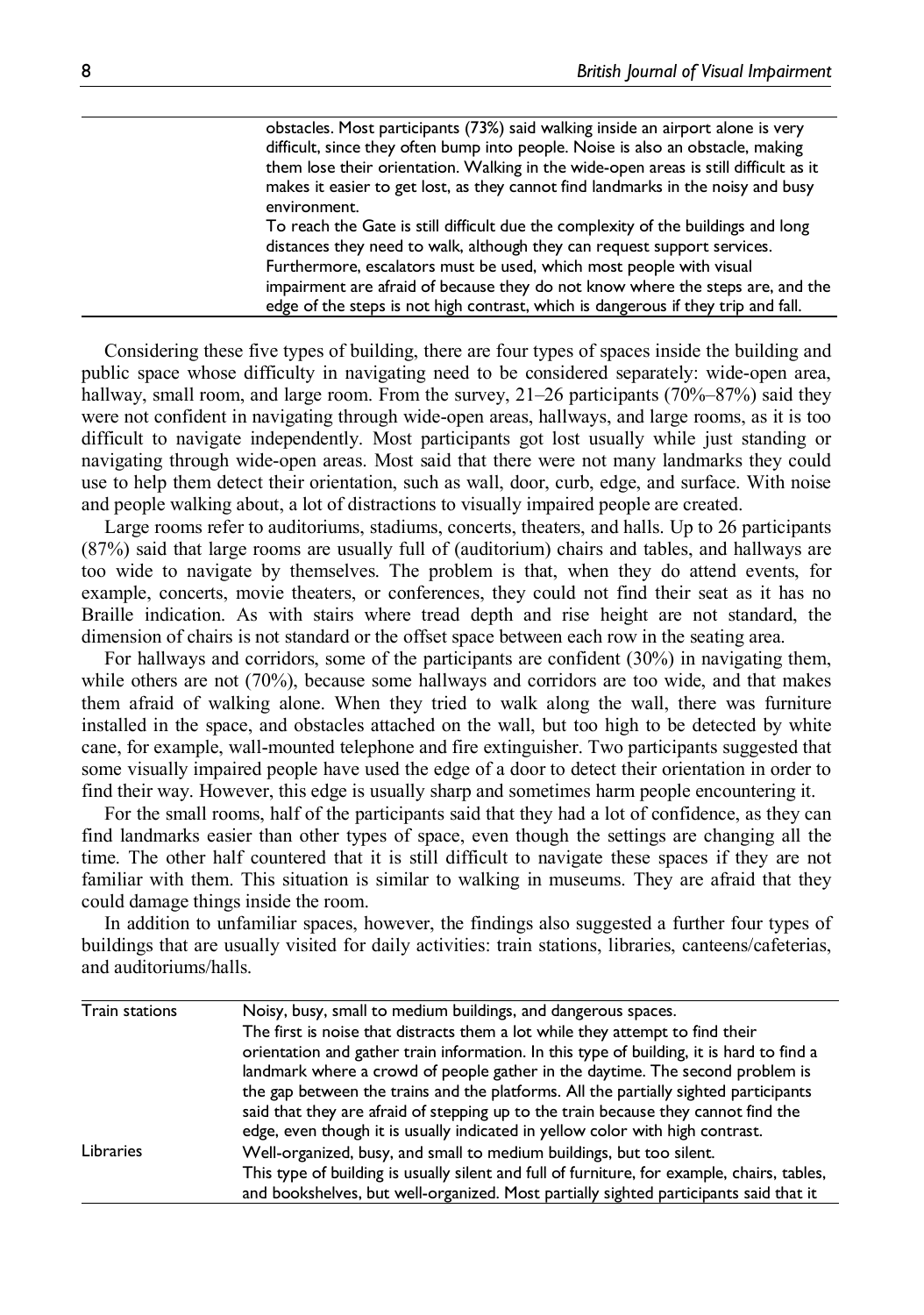| | |
|---|---|
| | obstacles. Most participants (73%) said walking inside an airport alone is very difficult, since they often bump into people. Noise is also an obstacle, making them lose their orientation. Walking in the wide-open areas is still difficult as it makes it easier to get lost, as they cannot find landmarks in the noisy and busy environment. To reach the Gate is still difficult due the complexity of the buildings and long distances they need to walk, although they can request support services. Furthermore, escalators must be used, which most people with visual impairment are afraid of because they do not know where the steps are, and the edge of the steps is not high contrast, which is dangerous if they trip and fall. |

Considering these five types of building, there are four types of spaces inside the building and public space whose difficulty in navigating need to be considered separately: wide-open area, hallway, small room, and large room. From the survey, 21–26 participants (70%–87%) said they were not confident in navigating through wide-open areas, hallways, and large rooms, as it is too difficult to navigate independently. Most participants got lost usually while just standing or navigating through wide-open areas. Most said that there were not many landmarks they could use to help them detect their orientation, such as wall, door, curb, edge, and surface. With noise and people walking about, a lot of distractions to visually impaired people are created.

Large rooms refer to auditoriums, stadiums, concerts, theaters, and halls. Up to 26 participants (87%) said that large rooms are usually full of (auditorium) chairs and tables, and hallways are too wide to navigate by themselves. The problem is that, when they do attend events, for example, concerts, movie theaters, or conferences, they could not find their seat as it has no Braille indication. As with stairs where tread depth and rise height are not standard, the dimension of chairs is not standard or the offset space between each row in the seating area.

For hallways and corridors, some of the participants are confident (30%) in navigating them, while others are not (70%), because some hallways and corridors are too wide, and that makes them afraid of walking alone. When they tried to walk along the wall, there was furniture installed in the space, and obstacles attached on the wall, but too high to be detected by white cane, for example, wall-mounted telephone and fire extinguisher. Two participants suggested that some visually impaired people have used the edge of a door to detect their orientation in order to find their way. However, this edge is usually sharp and sometimes harm people encountering it.

For the small rooms, half of the participants said that they had a lot of confidence, as they can find landmarks easier than other types of space, even though the settings are changing all the time. The other half countered that it is still difficult to navigate these spaces if they are not familiar with them. This situation is similar to walking in museums. They are afraid that they could damage things inside the room.

In addition to unfamiliar spaces, however, the findings also suggested a further four types of buildings that are usually visited for daily activities: train stations, libraries, canteens/cafeterias, and auditoriums/halls.

| | |
|---|---|
| Train stations | Noisy, busy, small to medium buildings, and dangerous spaces. The first is noise that distracts them a lot while they attempt to find their orientation and gather train information. In this type of building, it is hard to find a landmark where a crowd of people gather in the daytime. The second problem is the gap between the trains and the platforms. All the partially sighted participants said that they are afraid of stepping up to the train because they cannot find the edge, even though it is usually indicated in yellow color with high contrast. |
| Libraries | Well-organized, busy, and small to medium buildings, but too silent. This type of building is usually silent and full of furniture, for example, chairs, tables, and bookshelves, but well-organized. Most partially sighted participants said that it |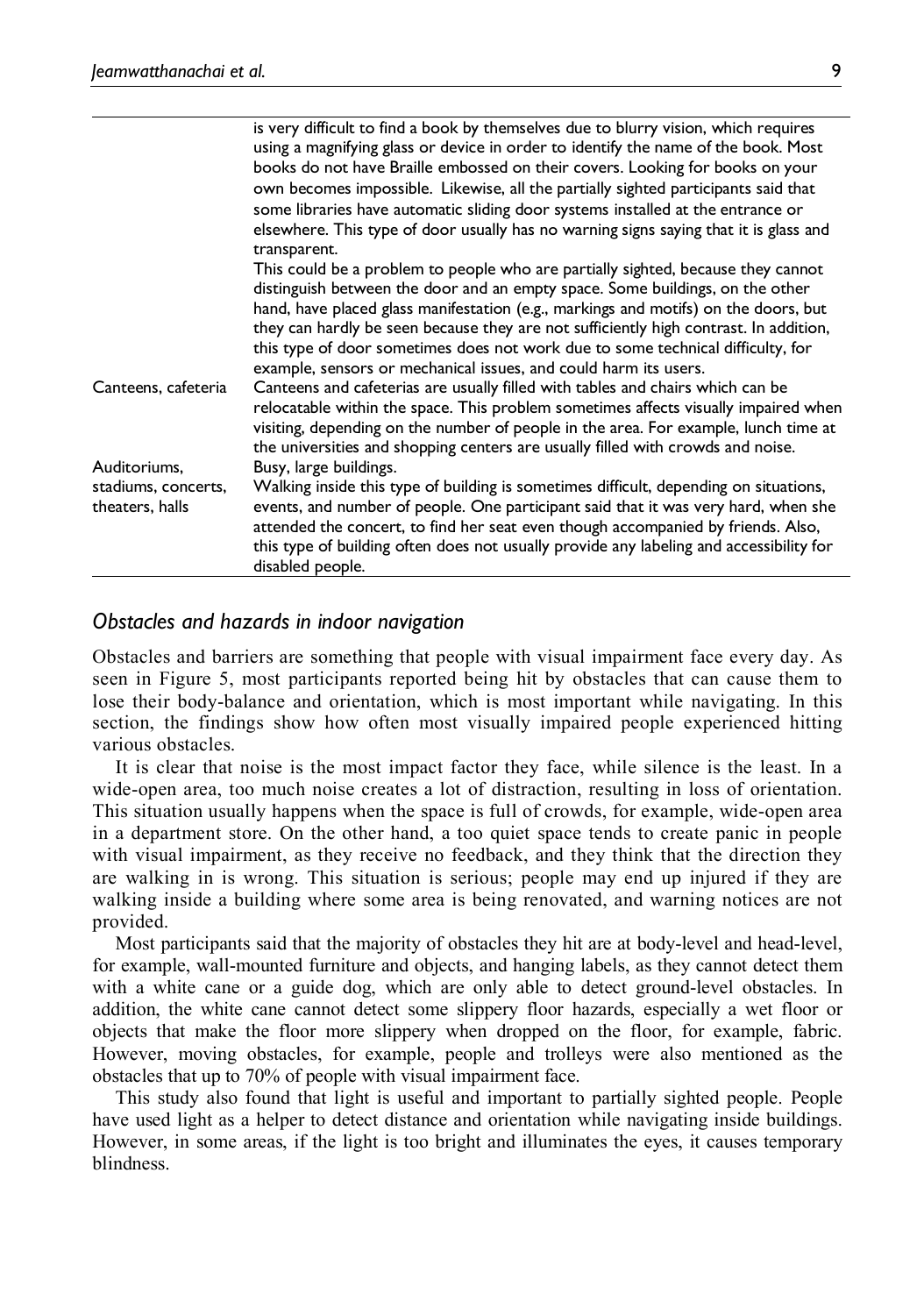| | |
|---|---|
| | is very difficult to find a book by themselves due to blurry vision, which requires using a magnifying glass or device in order to identify the name of the book. Most books do not have Braille embossed on their covers. Looking for books on your own becomes impossible. Likewise, all the partially sighted participants said that some libraries have automatic sliding door systems installed at the entrance or elsewhere. This type of door usually has no warning signs saying that it is glass and transparent. This could be a problem to people who are partially sighted, because they cannot distinguish between the door and an empty space. Some buildings, on the other hand, have placed glass manifestation (e.g., markings and motifs) on the doors, but they can hardly be seen because they are not sufficiently high contrast. In addition, this type of door sometimes does not work due to some technical difficulty, for example, sensors or mechanical issues, and could harm its users. |
| Canteens, cafeteria | Canteens and cafeterias are usually filled with tables and chairs which can be relocatable within the space. This problem sometimes affects visually impaired when visiting, depending on the number of people in the area. For example, lunch time at the universities and shopping centers are usually filled with crowds and noise. |
| Auditoriums, stadiums, concerts, theaters, halls | Busy, large buildings. Walking inside this type of building is sometimes difficult, depending on situations, events, and number of people. One participant said that it was very hard, when she attended the concert, to find her seat even though accompanied by friends. Also, this type of building often does not usually provide any labeling and accessibility for disabled people. |

### *Obstacles and hazards in indoor navigation*

Obstacles and barriers are something that people with visual impairment face every day. As seen in Figure 5, most participants reported being hit by obstacles that can cause them to lose their body-balance and orientation, which is most important while navigating. In this section, the findings show how often most visually impaired people experienced hitting various obstacles.

It is clear that noise is the most impact factor they face, while silence is the least. In a wide-open area, too much noise creates a lot of distraction, resulting in loss of orientation. This situation usually happens when the space is full of crowds, for example, wide-open area in a department store. On the other hand, a too quiet space tends to create panic in people with visual impairment, as they receive no feedback, and they think that the direction they are walking in is wrong. This situation is serious; people may end up injured if they are walking inside a building where some area is being renovated, and warning notices are not provided.

Most participants said that the majority of obstacles they hit are at body-level and head-level, for example, wall-mounted furniture and objects, and hanging labels, as they cannot detect them with a white cane or a guide dog, which are only able to detect ground-level obstacles. In addition, the white cane cannot detect some slippery floor hazards, especially a wet floor or objects that make the floor more slippery when dropped on the floor, for example, fabric. However, moving obstacles, for example, people and trolleys were also mentioned as the obstacles that up to 70% of people with visual impairment face.

This study also found that light is useful and important to partially sighted people. People have used light as a helper to detect distance and orientation while navigating inside buildings. However, in some areas, if the light is too bright and illuminates the eyes, it causes temporary blindness.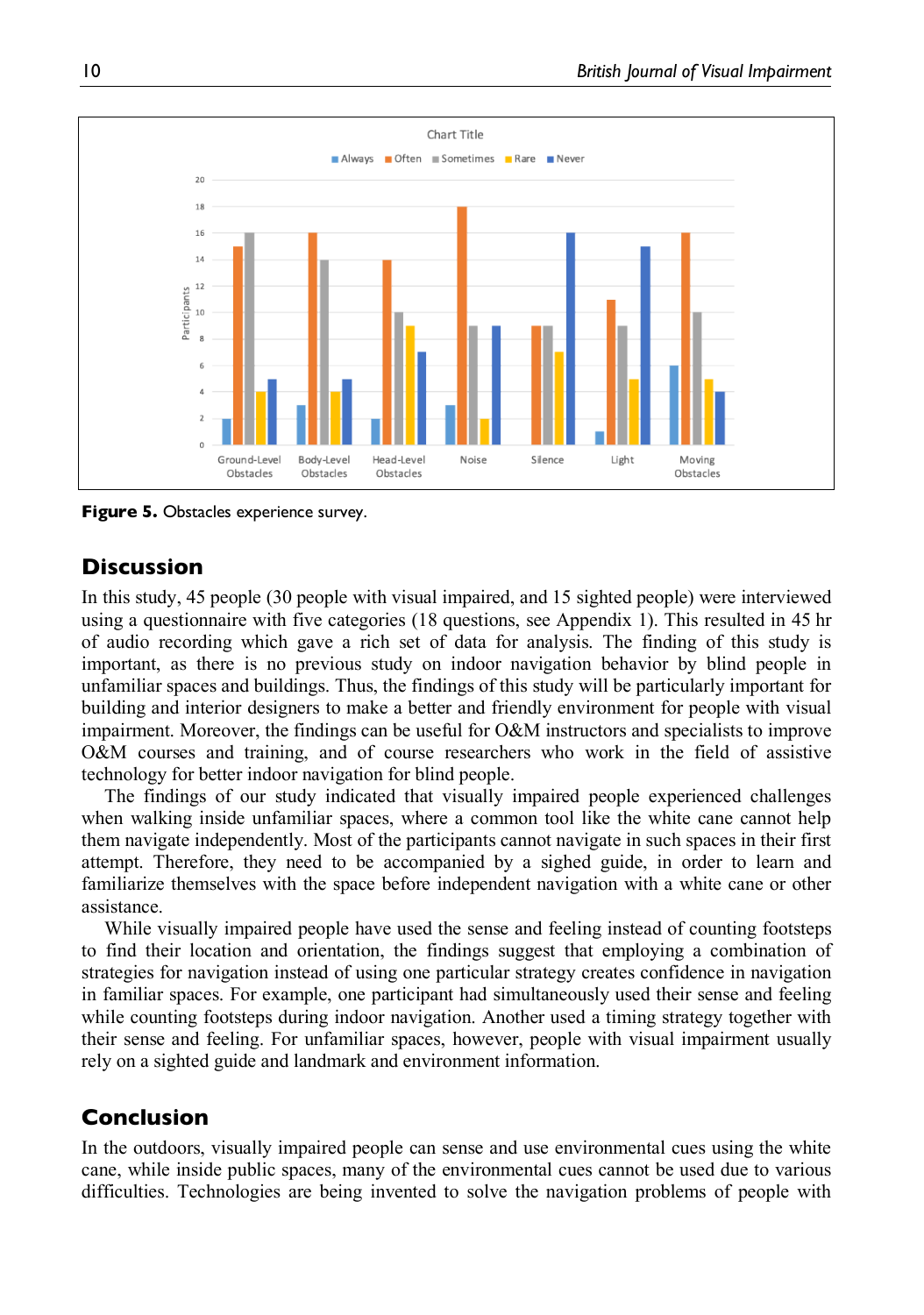Figure 5. Obstacles experience survey.

## Discussion

In this study, 45 people (30 people with visual impaired, and 15 sighted people) were interviewed using a questionnaire with five categories (18 questions, see Appendix 1). This resulted in 45 hr of audio recording which gave a rich set of data for analysis. The finding of this study is important, as there is no previous study on indoor navigation behavior by blind people in unfamiliar spaces and buildings. Thus, the findings of this study will be particularly important for building and interior designers to make a better and friendly environment for people with visual impairment. Moreover, the findings can be useful for O&M instructors and specialists to improve O&M courses and training, and of course researchers who work in the field of assistive technology for better indoor navigation for blind people.

The findings of our study indicated that visually impaired people experienced challenges when walking inside unfamiliar spaces, where a common tool like the white cane cannot help them navigate independently. Most of the participants cannot navigate in such spaces in their first attempt. Therefore, they need to be accompanied by a sighed guide, in order to learn and familiarize themselves with the space before independent navigation with a white cane or other assistance.

While visually impaired people have used the sense and feeling instead of counting footsteps to find their location and orientation, the findings suggest that employing a combination of strategies for navigation instead of using one particular strategy creates confidence in navigation in familiar spaces. For example, one participant had simultaneously used their sense and feeling while counting footsteps during indoor navigation. Another used a timing strategy together with their sense and feeling. For unfamiliar spaces, however, people with visual impairment usually rely on a sighted guide and landmark and environment information.

## Conclusion

In the outdoors, visually impaired people can sense and use environmental cues using the white cane, while inside public spaces, many of the environmental cues cannot be used due to various difficulties. Technologies are being invented to solve the navigation problems of people with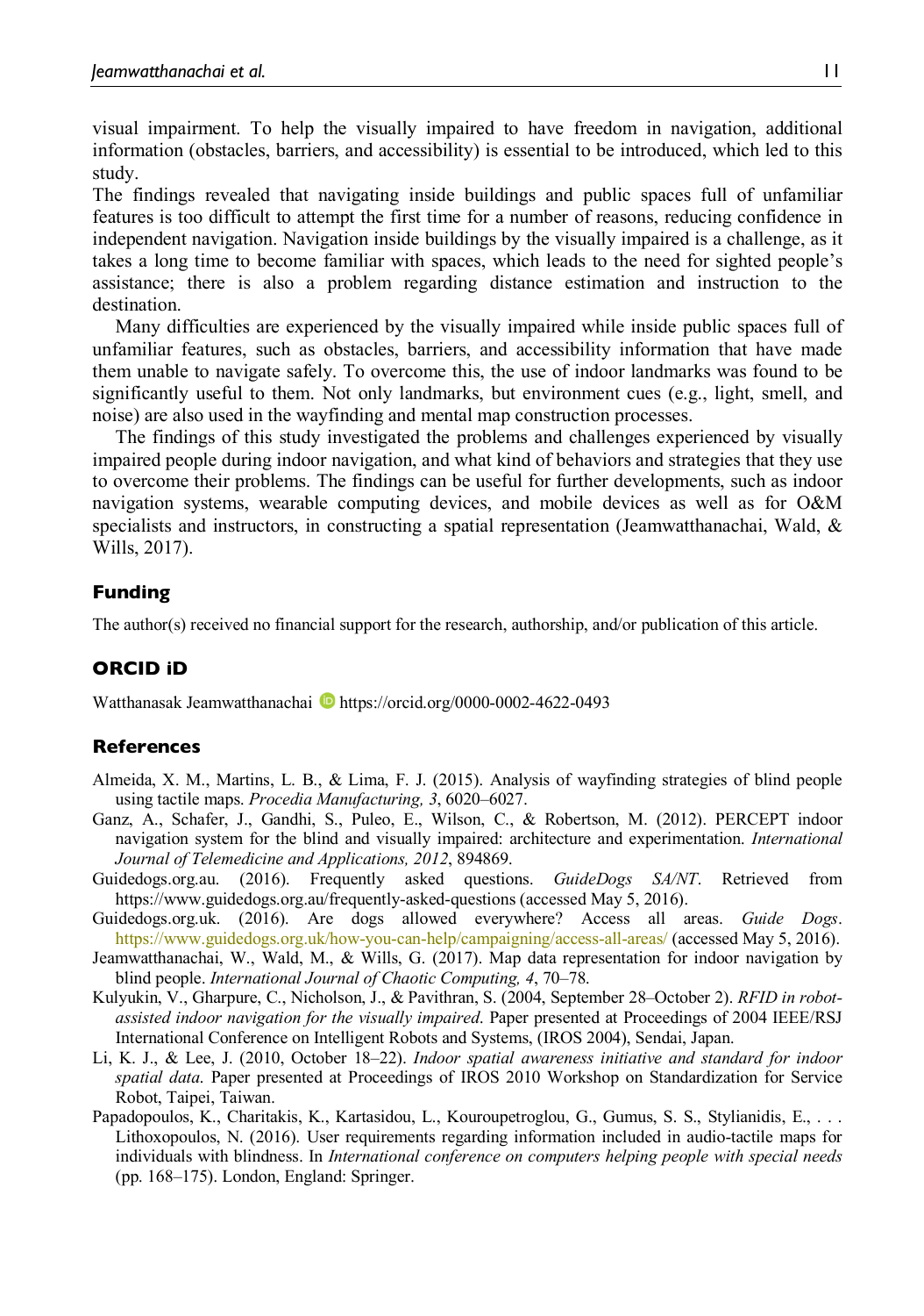visual impairment. To help the visually impaired to have freedom in navigation, additional information (obstacles, barriers, and accessibility) is essential to be introduced, which led to this study.

The findings revealed that navigating inside buildings and public spaces full of unfamiliar features is too difficult to attempt the first time for a number of reasons, reducing confidence in independent navigation. Navigation inside buildings by the visually impaired is a challenge, as it takes a long time to become familiar with spaces, which leads to the need for sighted people's assistance; there is also a problem regarding distance estimation and instruction to the destination.

Many difficulties are experienced by the visually impaired while inside public spaces full of unfamiliar features, such as obstacles, barriers, and accessibility information that have made them unable to navigate safely. To overcome this, the use of indoor landmarks was found to be significantly useful to them. Not only landmarks, but environment cues (e.g., light, smell, and noise) are also used in the wayfinding and mental map construction processes.

The findings of this study investigated the problems and challenges experienced by visually impaired people during indoor navigation, and what kind of behaviors and strategies that they use to overcome their problems. The findings can be useful for further developments, such as indoor navigation systems, wearable computing devices, and mobile devices as well as for O&M specialists and instructors, in constructing a spatial representation (Jeamwatthanachai, Wald, & Wills, 2017).

## Funding

The author(s) received no financial support for the research, authorship, and/or publication of this article.

## ORCID iD

Watthanasak Jeamwatthanachai https://orcid.org/0000-0002-4622-0493

## References

Almeida, X. M., Martins, L. B., & Lima, F. J. (2015). Analysis of wayfinding strategies of blind people using tactile maps. *Procedia Manufacturing, 3*, 6020–6027.

Ganz, A., Schafer, J., Gandhi, S., Puleo, E., Wilson, C., & Robertson, M. (2012). PERCEPT indoor navigation system for the blind and visually impaired: architecture and experimentation. *International Journal of Telemedicine and Applications, 2012*, 894869.

Guidedogs.org.au. (2016). Frequently asked questions. *GuideDogs SA/NT*. Retrieved from https://www.guidedogs.org.au/frequently-asked-questions (accessed May 5, 2016).

Guidedogs.org.uk. (2016). Are dogs allowed everywhere? Access all areas. *Guide Dogs*. https://www.guidedogs.org.uk/how-you-can-help/campaigning/access-all-areas/ (accessed May 5, 2016).

Jeamwatthanachai, W., Wald, M., & Wills, G. (2017). Map data representation for indoor navigation by blind people. *International Journal of Chaotic Computing, 4*, 70–78.

Kulyukin, V., Gharpure, C., Nicholson, J., & Pavithran, S. (2004, September 28–October 2). *RFID in robot-assisted indoor navigation for the visually impaired*. Paper presented at Proceedings of 2004 IEEE/RSJ International Conference on Intelligent Robots and Systems, (IROS 2004), Sendai, Japan.

Li, K. J., & Lee, J. (2010, October 18–22). *Indoor spatial awareness initiative and standard for indoor spatial data*. Paper presented at Proceedings of IROS 2010 Workshop on Standardization for Service Robot, Taipei, Taiwan.

Papadopoulos, K., Charitakis, K., Kartasidou, L., Kouroupetroglou, G., Gumus, S. S., Stylianidis, E., . . . Lithoxopoulos, N. (2016). User requirements regarding information included in audio-tactile maps for individuals with blindness. In *International conference on computers helping people with special needs* (pp. 168–175). London, England: Springer.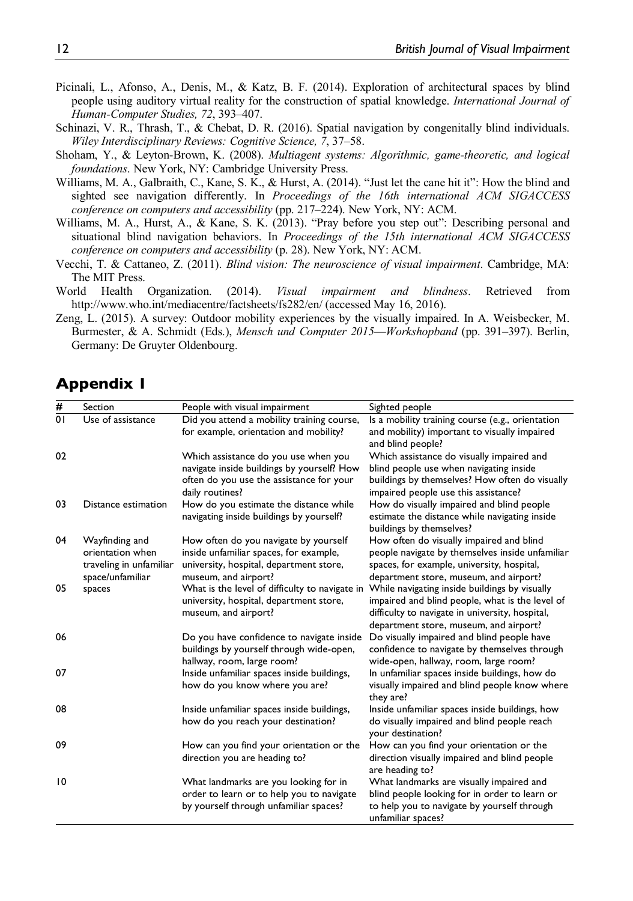Picinali, L., Afonso, A., Denis, M., & Katz, B. F. (2014). Exploration of architectural spaces by blind people using auditory virtual reality for the construction of spatial knowledge. *International Journal of Human-Computer Studies, 72*, 393–407.

Schinazi, V. R., Thrash, T., & Chebat, D. R. (2016). Spatial navigation by congenitally blind individuals. *Wiley Interdisciplinary Reviews: Cognitive Science, 7*, 37–58.

Shoham, Y., & Leyton-Brown, K. (2008). *Multiagent systems: Algorithmic, game-theoretic, and logical foundations*. New York, NY: Cambridge University Press.

Williams, M. A., Galbraith, C., Kane, S. K., & Hurst, A. (2014). "Just let the cane hit it": How the blind and sighted see navigation differently. In *Proceedings of the 16th international ACM SIGACCESS conference on computers and accessibility* (pp. 217–224). New York, NY: ACM.

Williams, M. A., Hurst, A., & Kane, S. K. (2013). "Pray before you step out": Describing personal and situational blind navigation behaviors. In *Proceedings of the 15th international ACM SIGACCESS conference on computers and accessibility* (p. 28). New York, NY: ACM.

Vecchi, T. & Cattaneo, Z. (2011). *Blind vision: The neuroscience of visual impairment*. Cambridge, MA: The MIT Press.

World Health Organization. (2014). *Visual impairment and blindness*. Retrieved from http://www.who.int/mediacentre/factsheets/fs282/en/ (accessed May 16, 2016).

Zeng, L. (2015). A survey: Outdoor mobility experiences by the visually impaired. In A. Weisbecker, M. Burmester, & A. Schmidt (Eds.), *Mensch und Computer 2015—Workshopband* (pp. 391–397). Berlin, Germany: De Gruyter Oldenbourg.

## Appendix 1

| # | Section | People with visual impairment | Sighted people |
|---|---|---|---|
| 01 | Use of assistance | Did you attend a mobility training course, for example, orientation and mobility? | Is a mobility training course (e.g., orientation and mobility) important to visually impaired and blind people? |
| 02 | | Which assistance do you use when you navigate inside buildings by yourself? How often do you use the assistance for your daily routines? | Which assistance do visually impaired and blind people use when navigating inside buildings by themselves? How often do visually impaired people use this assistance? |
| 03 | Distance estimation | How do you estimate the distance while navigating inside buildings by yourself? | How do visually impaired and blind people estimate the distance while navigating inside buildings by themselves? |
| 04 | Wayfinding and orientation when traveling in unfamiliar space/unfamiliar spaces | How often do you navigate by yourself inside unfamiliar spaces, for example, university, hospital, department store, museum, and airport? | How often do visually impaired and blind people navigate by themselves inside unfamiliar spaces, for example, university, hospital, department store, museum, and airport? |
| 05 | | What is the level of difficulty to navigate in university, hospital, department store, museum, and airport? | While navigating inside buildings by visually impaired and blind people, what is the level of difficulty to navigate in university, hospital, department store, museum, and airport? |
| 06 | | Do you have confidence to navigate inside buildings by yourself through wide-open, hallway, room, large room? | Do visually impaired and blind people have confidence to navigate by themselves through wide-open, hallway, room, large room? |
| 07 | | Inside unfamiliar spaces inside buildings, how do you know where you are? | In unfamiliar spaces inside buildings, how do visually impaired and blind people know where they are? |
| 08 | | Inside unfamiliar spaces inside buildings, how do you reach your destination? | Inside unfamiliar spaces inside buildings, how do visually impaired and blind people reach your destination? |
| 09 | | How can you find your orientation or the direction you are heading to? | How can you find your orientation or the direction visually impaired and blind people are heading to? |
| 10 | | What landmarks are you looking for in order to learn or to help you to navigate by yourself through unfamiliar spaces? | What landmarks are visually impaired and blind people looking for in order to learn or to help you to navigate by yourself through unfamiliar spaces? |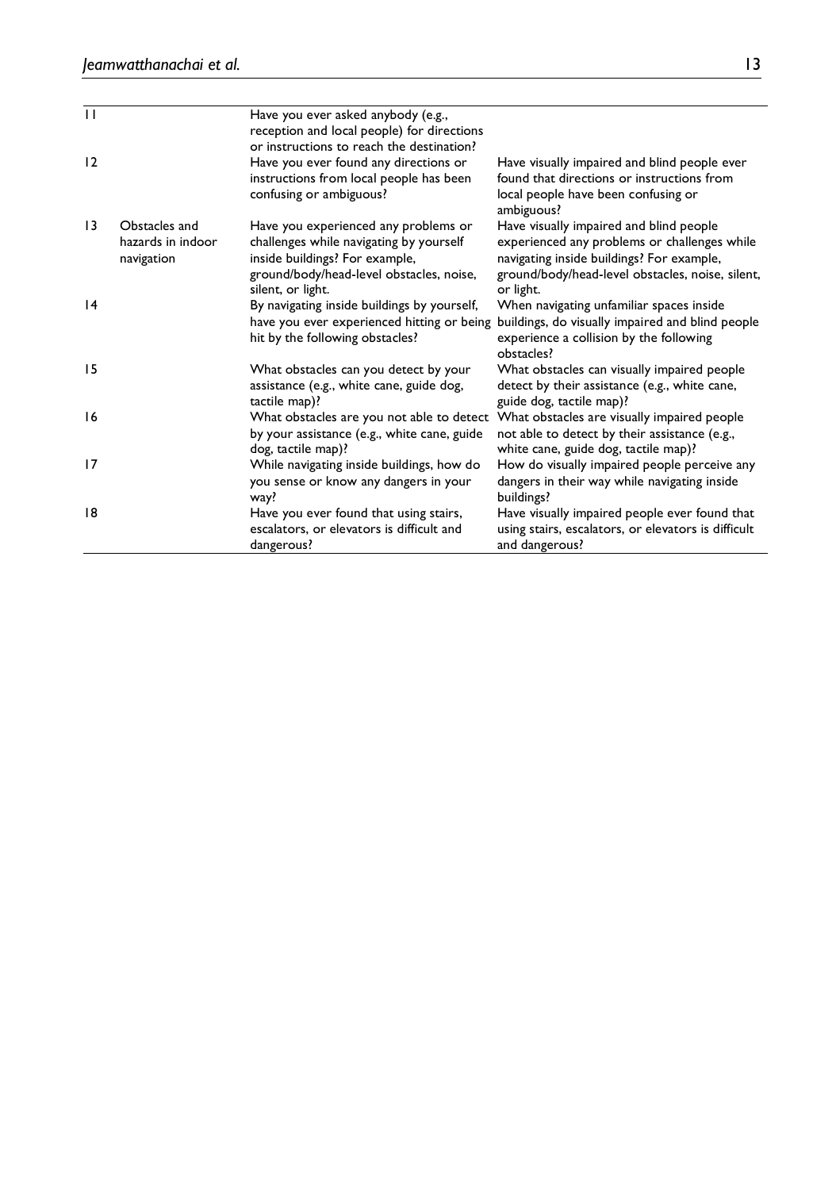| | | | |
|---|---|---|---|
| 11 | | Have you ever asked anybody (e.g., reception and local people) for directions or instructions to reach the destination? | |
| 12 | | Have you ever found any directions or instructions from local people has been confusing or ambiguous? | Have visually impaired and blind people ever found that directions or instructions from local people have been confusing or ambiguous? |
| 13 | Obstacles and hazards in indoor navigation | Have you experienced any problems or challenges while navigating by yourself inside buildings? For example, ground/body/head-level obstacles, noise, silent, or light. | Have visually impaired and blind people experienced any problems or challenges while navigating inside buildings? For example, ground/body/head-level obstacles, noise, silent, or light. |
| 14 | | By navigating inside buildings by yourself, have you ever experienced hitting or being hit by the following obstacles? | When navigating unfamiliar spaces inside buildings, do visually impaired and blind people experience a collision by the following obstacles? |
| 15 | | What obstacles can you detect by your assistance (e.g., white cane, guide dog, tactile map)? | What obstacles can visually impaired people detect by their assistance (e.g., white cane, guide dog, tactile map)? |
| 16 | | What obstacles are you not able to detect by your assistance (e.g., white cane, guide dog, tactile map)? | What obstacles are visually impaired people not able to detect by their assistance (e.g., white cane, guide dog, tactile map)? |
| 17 | | While navigating inside buildings, how do you sense or know any dangers in your way? | How do visually impaired people perceive any dangers in their way while navigating inside buildings? |
| 18 | | Have you ever found that using stairs, escalators, or elevators is difficult and dangerous? | Have visually impaired people ever found that using stairs, escalators, or elevators is difficult and dangerous? |